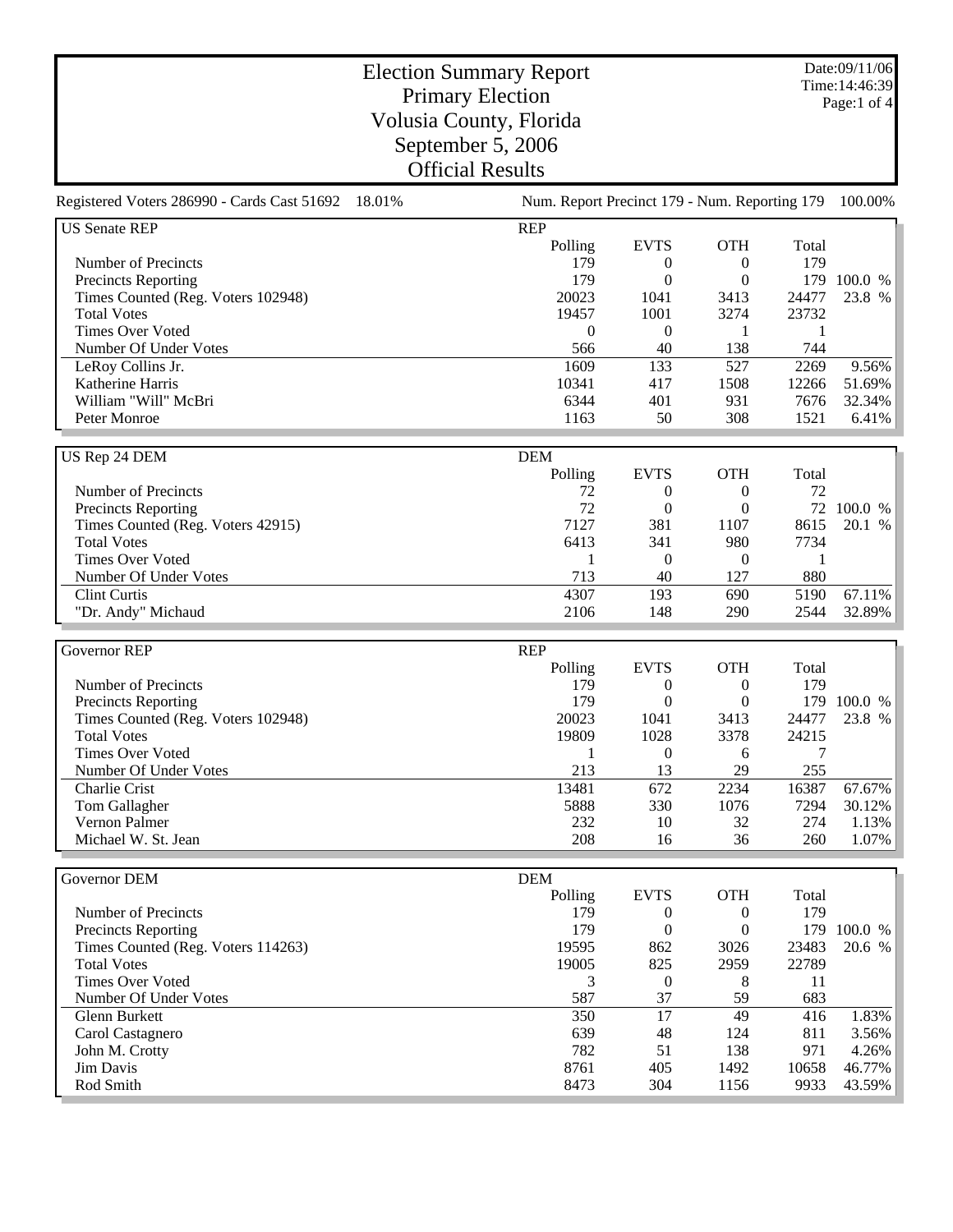# Election Summary Report
## Primary Election
## Volusia County, Florida
## September 5, 2006
## Official Results

Date:09/11/06
Time:14:46:39

Registered Voters 286990 - Cards Cast 51692 18.01% | Num. Report Precinct 179 - Num. Reporting 179 100.00%

| US Senate REP | REP | | | | |
|---|---|---|---|---|---|
| | Polling | EVTS | OTH | Total | |
| Number of Precincts | 179 | 0 | 0 | 179 | |
| Precincts Reporting | 179 | 0 | 0 | 179 | 100.0 % |
| Times Counted (Reg. Voters 102948) | 20023 | 1041 | 3413 | 24477 | 23.8 % |
| Total Votes | 19457 | 1001 | 3274 | 23732 | |
| Times Over Voted | 0 | 0 | 1 | 1 | |
| Number Of Under Votes | 566 | 40 | 138 | 744 | |
| LeRoy Collins Jr. | 1609 | 133 | 527 | 2269 | 9.56% |
| Katherine Harris | 10341 | 417 | 1508 | 12266 | 51.69% |
| William "Will" McBri | 6344 | 401 | 931 | 7676 | 32.34% |
| Peter Monroe | 1163 | 50 | 308 | 1521 | 6.41% |

| US Rep 24 DEM | DEM | | | | |
|---|---|---|---|---|---|
| | Polling | EVTS | OTH | Total | |
| Number of Precincts | 72 | 0 | 0 | 72 | |
| Precincts Reporting | 72 | 0 | 0 | 72 | 100.0 % |
| Times Counted (Reg. Voters 42915) | 7127 | 381 | 1107 | 8615 | 20.1 % |
| Total Votes | 6413 | 341 | 980 | 7734 | |
| Times Over Voted | 1 | 0 | 0 | 1 | |
| Number Of Under Votes | 713 | 40 | 127 | 880 | |
| Clint Curtis | 4307 | 193 | 690 | 5190 | 67.11% |
| "Dr. Andy" Michaud | 2106 | 148 | 290 | 2544 | 32.89% |

| Governor REP | REP | | | | |
|---|---|---|---|---|---|
| | Polling | EVTS | OTH | Total | |
| Number of Precincts | 179 | 0 | 0 | 179 | |
| Precincts Reporting | 179 | 0 | 0 | 179 | 100.0 % |
| Times Counted (Reg. Voters 102948) | 20023 | 1041 | 3413 | 24477 | 23.8 % |
| Total Votes | 19809 | 1028 | 3378 | 24215 | |
| Times Over Voted | 1 | 0 | 6 | 7 | |
| Number Of Under Votes | 213 | 13 | 29 | 255 | |
| Charlie Crist | 13481 | 672 | 2234 | 16387 | 67.67% |
| Tom Gallagher | 5888 | 330 | 1076 | 7294 | 30.12% |
| Vernon Palmer | 232 | 10 | 32 | 274 | 1.13% |
| Michael W. St. Jean | 208 | 16 | 36 | 260 | 1.07% |

| Governor DEM | DEM | | | | |
|---|---|---|---|---|---|
| | Polling | EVTS | OTH | Total | |
| Number of Precincts | 179 | 0 | 0 | 179 | |
| Precincts Reporting | 179 | 0 | 0 | 179 | 100.0 % |
| Times Counted (Reg. Voters 114263) | 19595 | 862 | 3026 | 23483 | 20.6 % |
| Total Votes | 19005 | 825 | 2959 | 22789 | |
| Times Over Voted | 3 | 0 | 8 | 11 | |
| Number Of Under Votes | 587 | 37 | 59 | 683 | |
| Glenn Burkett | 350 | 17 | 49 | 416 | 1.83% |
| Carol Castagnero | 639 | 48 | 124 | 811 | 3.56% |
| John M. Crotty | 782 | 51 | 138 | 971 | 4.26% |
| Jim Davis | 8761 | 405 | 1492 | 10658 | 46.77% |
| Rod Smith | 8473 | 304 | 1156 | 9933 | 43.59% |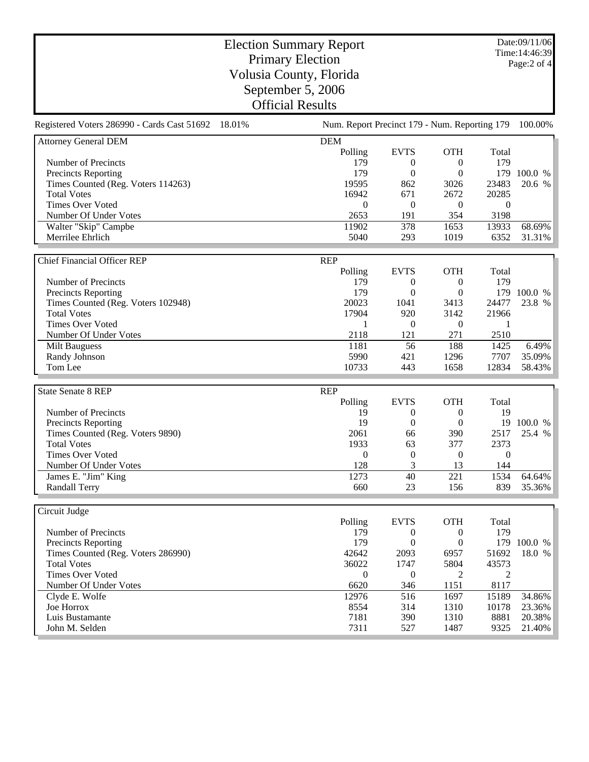# Election Summary Report
## Primary Election
## Volusia County, Florida
## September 5, 2006
## Official Results

Date:09/11/06
Time:14:46:39

Registered Voters 286990 - Cards Cast 51692 18.01% | Num. Report Precinct 179 - Num. Reporting 179 100.00%

### Attorney General DEM

| DEM | Polling | EVTS | OTH | Total | |
|---|---|---|---|---|---|
| Number of Precincts | 179 | 0 | 0 | 179 | |
| Precincts Reporting | 179 | 0 | 0 | 179 | 100.0 % |
| Times Counted (Reg. Voters 114263) | 19595 | 862 | 3026 | 23483 | 20.6 % |
| Total Votes | 16942 | 671 | 2672 | 20285 | |
| Times Over Voted | 0 | 0 | 0 | 0 | |
| Number Of Under Votes | 2653 | 191 | 354 | 3198 | |
| Walter "Skip" Campbe | 11902 | 378 | 1653 | 13933 | 68.69% |
| Merrilee Ehrlich | 5040 | 293 | 1019 | 6352 | 31.31% |

### Chief Financial Officer REP

| REP | Polling | EVTS | OTH | Total | |
|---|---|---|---|---|---|
| Number of Precincts | 179 | 0 | 0 | 179 | |
| Precincts Reporting | 179 | 0 | 0 | 179 | 100.0 % |
| Times Counted (Reg. Voters 102948) | 20023 | 1041 | 3413 | 24477 | 23.8 % |
| Total Votes | 17904 | 920 | 3142 | 21966 | |
| Times Over Voted | 1 | 0 | 0 | 1 | |
| Number Of Under Votes | 2118 | 121 | 271 | 2510 | |
| Milt Bauguess | 1181 | 56 | 188 | 1425 | 6.49% |
| Randy Johnson | 5990 | 421 | 1296 | 7707 | 35.09% |
| Tom Lee | 10733 | 443 | 1658 | 12834 | 58.43% |

### State Senate 8 REP

| REP | Polling | EVTS | OTH | Total | |
|---|---|---|---|---|---|
| Number of Precincts | 19 | 0 | 0 | 19 | |
| Precincts Reporting | 19 | 0 | 0 | 19 | 100.0 % |
| Times Counted (Reg. Voters 9890) | 2061 | 66 | 390 | 2517 | 25.4 % |
| Total Votes | 1933 | 63 | 377 | 2373 | |
| Times Over Voted | 0 | 0 | 0 | 0 | |
| Number Of Under Votes | 128 | 3 | 13 | 144 | |
| James E. "Jim" King | 1273 | 40 | 221 | 1534 | 64.64% |
| Randall Terry | 660 | 23 | 156 | 839 | 35.36% |

### Circuit Judge

| | Polling | EVTS | OTH | Total | |
|---|---|---|---|---|---|
| Number of Precincts | 179 | 0 | 0 | 179 | |
| Precincts Reporting | 179 | 0 | 0 | 179 | 100.0 % |
| Times Counted (Reg. Voters 286990) | 42642 | 2093 | 6957 | 51692 | 18.0 % |
| Total Votes | 36022 | 1747 | 5804 | 43573 | |
| Times Over Voted | 0 | 0 | 2 | 2 | |
| Number Of Under Votes | 6620 | 346 | 1151 | 8117 | |
| Clyde E. Wolfe | 12976 | 516 | 1697 | 15189 | 34.86% |
| Joe Horrox | 8554 | 314 | 1310 | 10178 | 23.36% |
| Luis Bustamante | 7181 | 390 | 1310 | 8881 | 20.38% |
| John M. Selden | 7311 | 527 | 1487 | 9325 | 21.40% |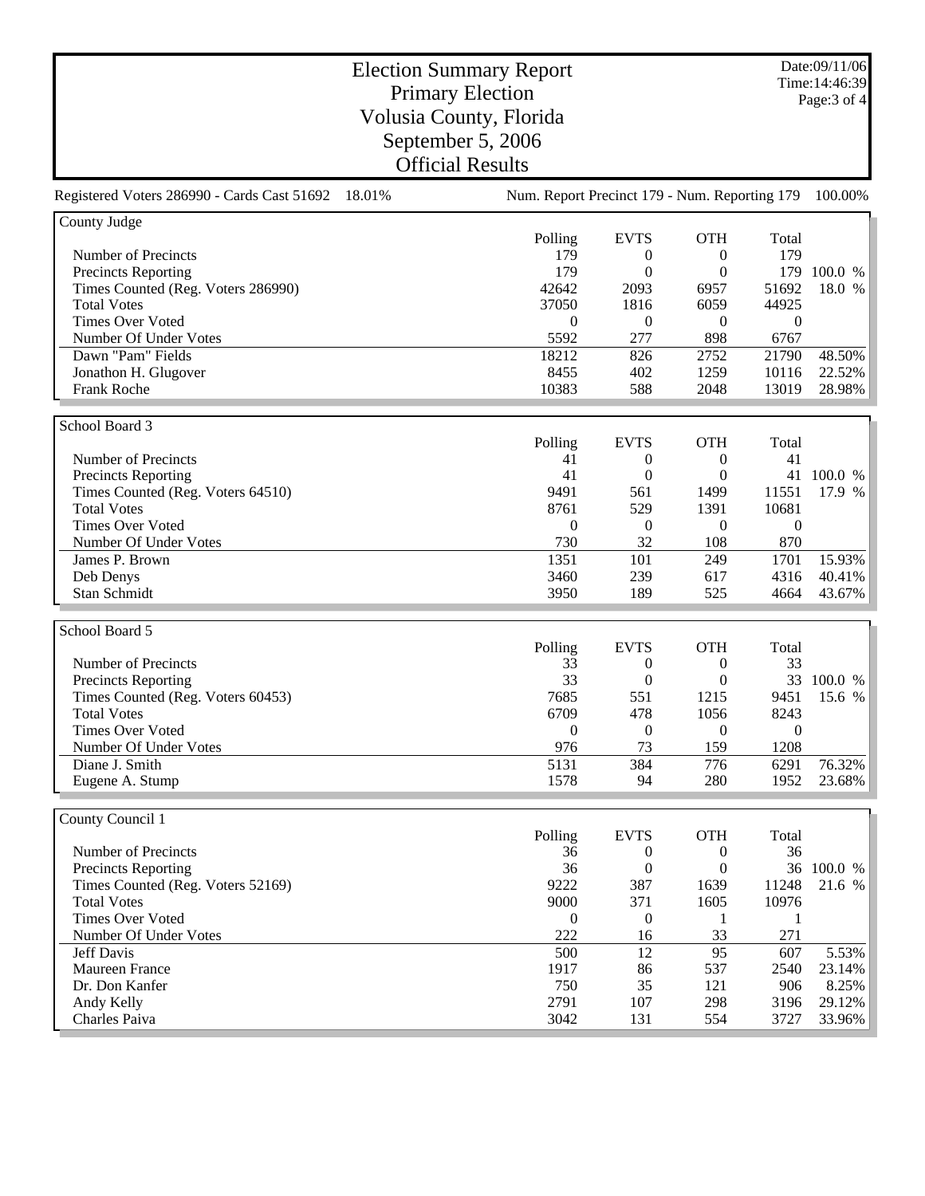# Election Summary Report
## Primary Election
## Volusia County, Florida
## September 5, 2006
## Official Results

Date:09/11/06
Time:14:46:39

Registered Voters 286990 - Cards Cast 51692 18.01% Num. Report Precinct 179 - Num. Reporting 179 100.00%

### County Judge

| | Polling | EVTS | OTH | Total | |
|---|---|---|---|---|---|
| Number of Precincts | 179 | 0 | 0 | 179 | |
| Precincts Reporting | 179 | 0 | 0 | 179 | 100.0 % |
| Times Counted (Reg. Voters 286990) | 42642 | 2093 | 6957 | 51692 | 18.0 % |
| Total Votes | 37050 | 1816 | 6059 | 44925 | |
| Times Over Voted | 0 | 0 | 0 | 0 | |
| Number Of Under Votes | 5592 | 277 | 898 | 6767 | |
| Dawn "Pam" Fields | 18212 | 826 | 2752 | 21790 | 48.50% |
| Jonathon H. Glugover | 8455 | 402 | 1259 | 10116 | 22.52% |
| Frank Roche | 10383 | 588 | 2048 | 13019 | 28.98% |

### School Board 3

| | Polling | EVTS | OTH | Total | |
|---|---|---|---|---|---|
| Number of Precincts | 41 | 0 | 0 | 41 | |
| Precincts Reporting | 41 | 0 | 0 | 41 | 100.0 % |
| Times Counted (Reg. Voters 64510) | 9491 | 561 | 1499 | 11551 | 17.9 % |
| Total Votes | 8761 | 529 | 1391 | 10681 | |
| Times Over Voted | 0 | 0 | 0 | 0 | |
| Number Of Under Votes | 730 | 32 | 108 | 870 | |
| James P. Brown | 1351 | 101 | 249 | 1701 | 15.93% |
| Deb Denys | 3460 | 239 | 617 | 4316 | 40.41% |
| Stan Schmidt | 3950 | 189 | 525 | 4664 | 43.67% |

### School Board 5

| | Polling | EVTS | OTH | Total | |
|---|---|---|---|---|---|
| Number of Precincts | 33 | 0 | 0 | 33 | |
| Precincts Reporting | 33 | 0 | 0 | 33 | 100.0 % |
| Times Counted (Reg. Voters 60453) | 7685 | 551 | 1215 | 9451 | 15.6 % |
| Total Votes | 6709 | 478 | 1056 | 8243 | |
| Times Over Voted | 0 | 0 | 0 | 0 | |
| Number Of Under Votes | 976 | 73 | 159 | 1208 | |
| Diane J. Smith | 5131 | 384 | 776 | 6291 | 76.32% |
| Eugene A. Stump | 1578 | 94 | 280 | 1952 | 23.68% |

### County Council 1

| | Polling | EVTS | OTH | Total | |
|---|---|---|---|---|---|
| Number of Precincts | 36 | 0 | 0 | 36 | |
| Precincts Reporting | 36 | 0 | 0 | 36 | 100.0 % |
| Times Counted (Reg. Voters 52169) | 9222 | 387 | 1639 | 11248 | 21.6 % |
| Total Votes | 9000 | 371 | 1605 | 10976 | |
| Times Over Voted | 0 | 0 | 1 | 1 | |
| Number Of Under Votes | 222 | 16 | 33 | 271 | |
| Jeff Davis | 500 | 12 | 95 | 607 | 5.53% |
| Maureen France | 1917 | 86 | 537 | 2540 | 23.14% |
| Dr. Don Kanfer | 750 | 35 | 121 | 906 | 8.25% |
| Andy Kelly | 2791 | 107 | 298 | 3196 | 29.12% |
| Charles Paiva | 3042 | 131 | 554 | 3727 | 33.96% |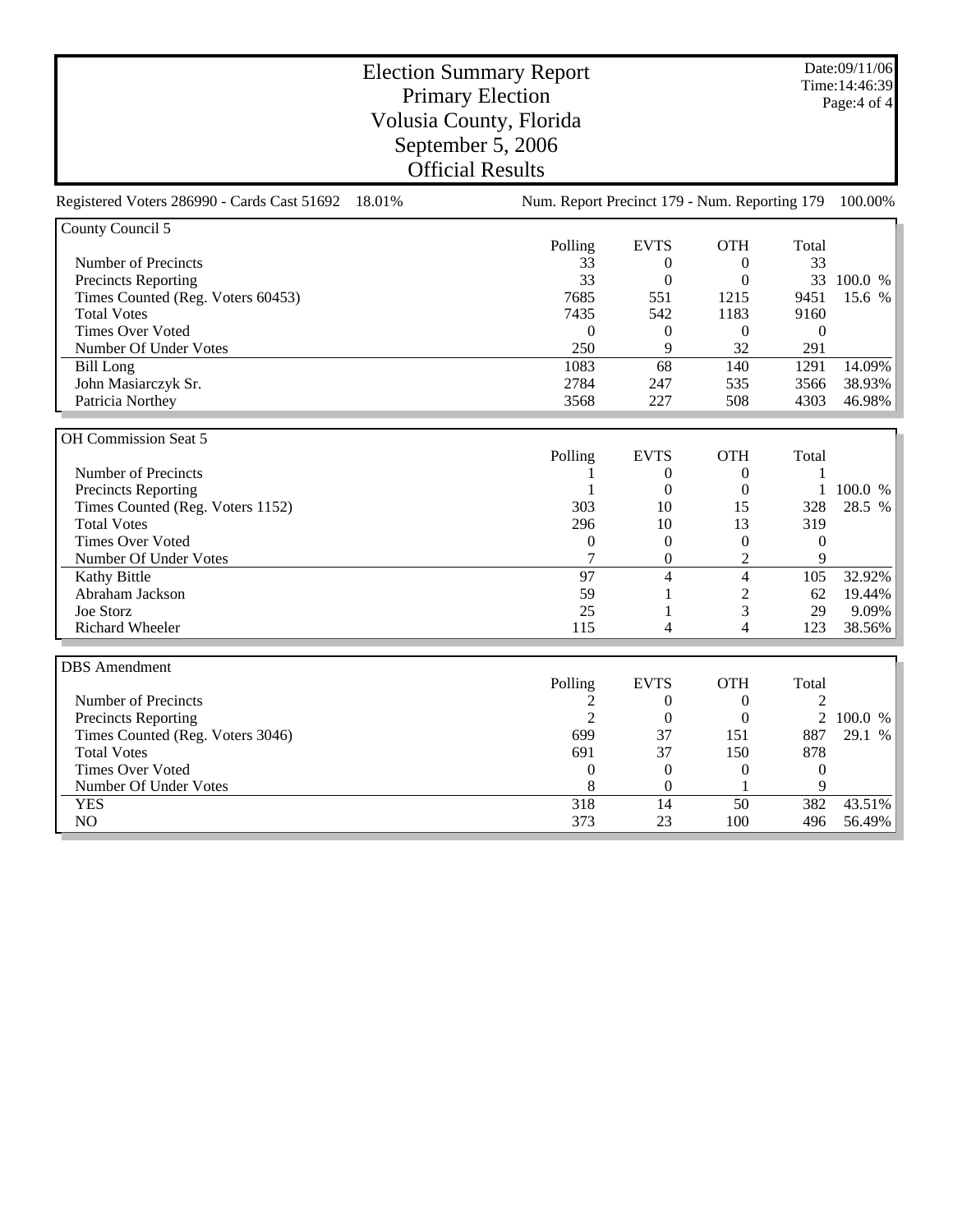# Election Summary Report
## Primary Election
## Volusia County, Florida
## September 5, 2006
## Official Results

Date:09/11/06
Time:14:46:39

Registered Voters 286990 - Cards Cast 51692 18.01% | Num. Report Precinct 179 - Num. Reporting 179 100.00%

### County Council 5

| | Polling | EVTS | OTH | Total | |
|---|---|---|---|---|---|
| Number of Precincts | 33 | 0 | 0 | 33 | |
| Precincts Reporting | 33 | 0 | 0 | 33 | 100.0 % |
| Times Counted (Reg. Voters 60453) | 7685 | 551 | 1215 | 9451 | 15.6 % |
| Total Votes | 7435 | 542 | 1183 | 9160 | |
| Times Over Voted | 0 | 0 | 0 | 0 | |
| Number Of Under Votes | 250 | 9 | 32 | 291 | |
| Bill Long | 1083 | 68 | 140 | 1291 | 14.09% |
| John Masiarczyk Sr. | 2784 | 247 | 535 | 3566 | 38.93% |
| Patricia Northey | 3568 | 227 | 508 | 4303 | 46.98% |

### OH Commission Seat 5

| | Polling | EVTS | OTH | Total | |
|---|---|---|---|---|---|
| Number of Precincts | 1 | 0 | 0 | 1 | |
| Precincts Reporting | 1 | 0 | 0 | 1 | 100.0 % |
| Times Counted (Reg. Voters 1152) | 303 | 10 | 15 | 328 | 28.5 % |
| Total Votes | 296 | 10 | 13 | 319 | |
| Times Over Voted | 0 | 0 | 0 | 0 | |
| Number Of Under Votes | 7 | 0 | 2 | 9 | |
| Kathy Bittle | 97 | 4 | 4 | 105 | 32.92% |
| Abraham Jackson | 59 | 1 | 2 | 62 | 19.44% |
| Joe Storz | 25 | 1 | 3 | 29 | 9.09% |
| Richard Wheeler | 115 | 4 | 4 | 123 | 38.56% |

### DBS Amendment

| | Polling | EVTS | OTH | Total | |
|---|---|---|---|---|---|
| Number of Precincts | 2 | 0 | 0 | 2 | |
| Precincts Reporting | 2 | 0 | 0 | 2 | 100.0 % |
| Times Counted (Reg. Voters 3046) | 699 | 37 | 151 | 887 | 29.1 % |
| Total Votes | 691 | 37 | 150 | 878 | |
| Times Over Voted | 0 | 0 | 0 | 0 | |
| Number Of Under Votes | 8 | 0 | 1 | 9 | |
| YES | 318 | 14 | 50 | 382 | 43.51% |
| NO | 373 | 23 | 100 | 496 | 56.49% |